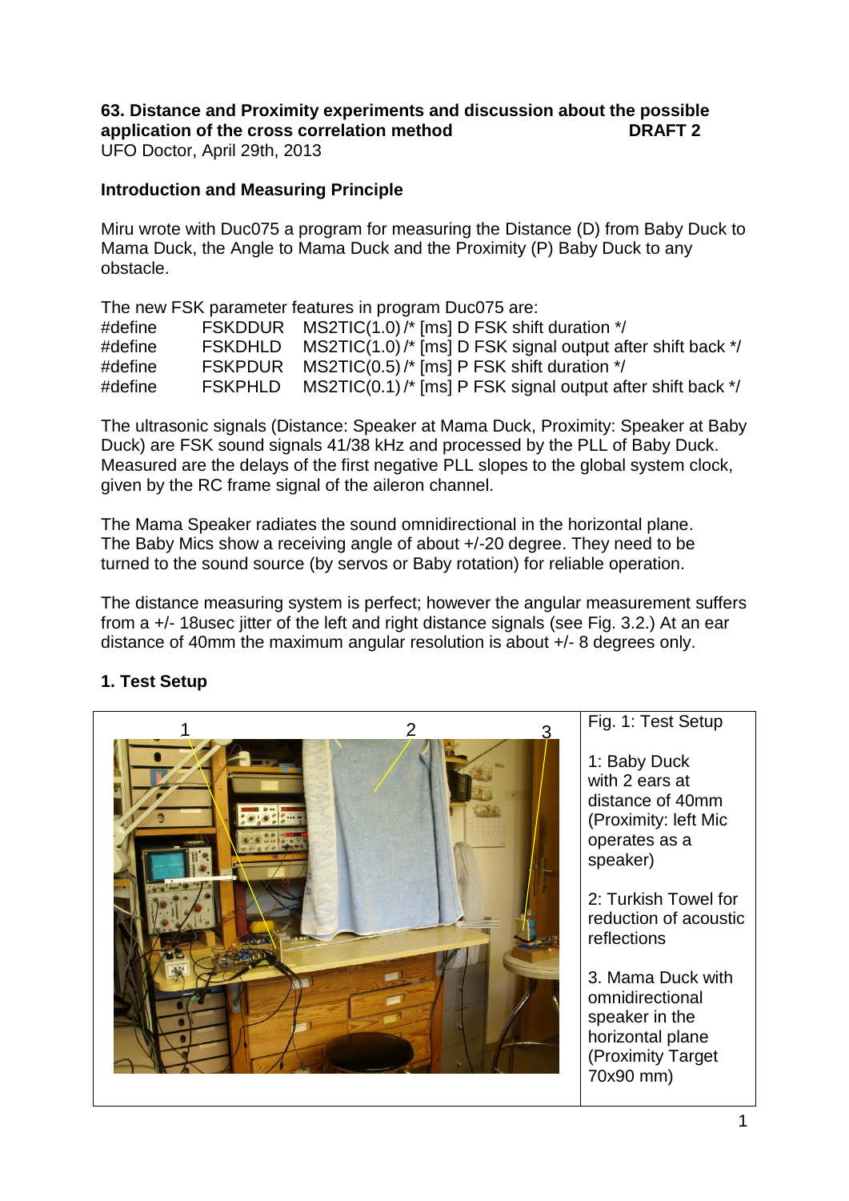**63. Distance and Proximity experiments and discussion about the possible application of the cross correlation method** **DRAFT 2**
UFO Doctor, April 29th, 2013

## Introduction and Measuring Principle

Miru wrote with Duc075 a program for measuring the Distance (D) from Baby Duck to Mama Duck, the Angle to Mama Duck and the Proximity (P) Baby Duck to any obstacle.

The new FSK parameter features in program Duc075 are:

```
#define   FSKDDUR   MS2TIC(1.0) /* [ms] D FSK shift duration */
#define   FSKDHLD   MS2TIC(1.0) /* [ms] D FSK signal output after shift back */
#define   FSKPDUR   MS2TIC(0.5) /* [ms] P FSK shift duration */
#define   FSKPHLD   MS2TIC(0.1) /* [ms] P FSK signal output after shift back */
```

The ultrasonic signals (Distance: Speaker at Mama Duck, Proximity: Speaker at Baby Duck) are FSK sound signals 41/38 kHz and processed by the PLL of Baby Duck. Measured are the delays of the first negative PLL slopes to the global system clock, given by the RC frame signal of the aileron channel.

The Mama Speaker radiates the sound omnidirectional in the horizontal plane. The Baby Mics show a receiving angle of about +/-20 degree. They need to be turned to the sound source (by servos or Baby rotation) for reliable operation.

The distance measuring system is perfect; however the angular measurement suffers from a +/- 18usec jitter of the left and right distance signals (see Fig. 3.2.) At an ear distance of 40mm the maximum angular resolution is about +/- 8 degrees only.

## 1. Test Setup

Fig. 1: Test Setup

1: Baby Duck with 2 ears at distance of 40mm (Proximity: left Mic operates as a speaker)

2: Turkish Towel for reduction of acoustic reflections

3. Mama Duck with omnidirectional speaker in the horizontal plane (Proximity Target 70x90 mm)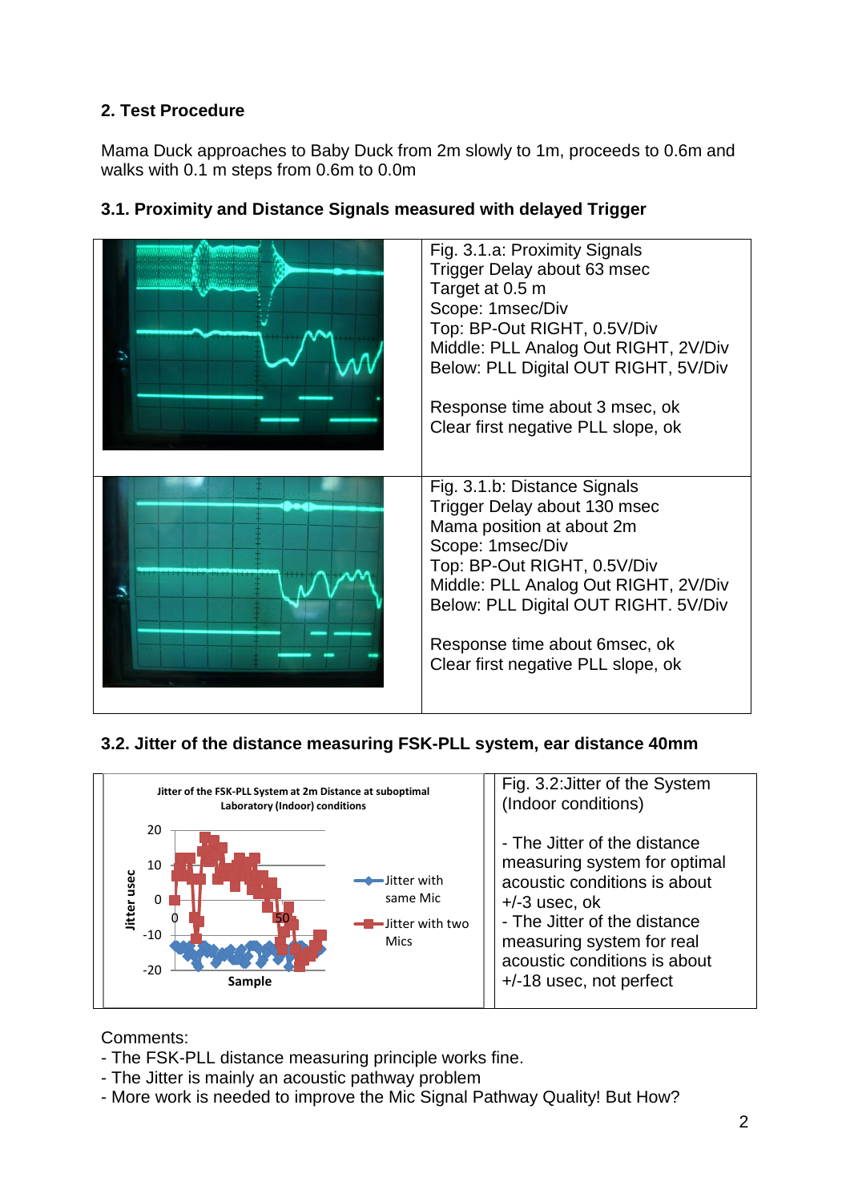## 2. Test Procedure

Mama Duck approaches to Baby Duck from 2m slowly to 1m, proceeds to 0.6m and walks with 0.1 m steps from 0.6m to 0.0m

### 3.1. Proximity and Distance Signals measured with delayed Trigger

Fig. 3.1.a: Proximity Signals
Trigger Delay about 63 msec
Target at 0.5 m
Scope: 1msec/Div
Top: BP-Out RIGHT, 0.5V/Div
Middle: PLL Analog Out RIGHT, 2V/Div
Below: PLL Digital OUT RIGHT, 5V/Div

Response time about 3 msec, ok
Clear first negative PLL slope, ok

Fig. 3.1.b: Distance Signals
Trigger Delay about 130 msec
Mama position at about 2m
Scope: 1msec/Div
Top: BP-Out RIGHT, 0.5V/Div
Middle: PLL Analog Out RIGHT, 2V/Div
Below: PLL Digital OUT RIGHT. 5V/Div

Response time about 6msec, ok
Clear first negative PLL slope, ok

### 3.2. Jitter of the distance measuring FSK-PLL system, ear distance 40mm

Jitter of the FSK-PLL System at 2m Distance at suboptimal Laboratory (Indoor) conditions

Fig. 3.2:Jitter of the System (Indoor conditions)

- The Jitter of the distance measuring system for optimal acoustic conditions is about +/-3 usec, ok
- The Jitter of the distance measuring system for real acoustic conditions is about +/-18 usec, not perfect

Comments:
- The FSK-PLL distance measuring principle works fine.
- The Jitter is mainly an acoustic pathway problem
- More work is needed to improve the Mic Signal Pathway Quality! But How?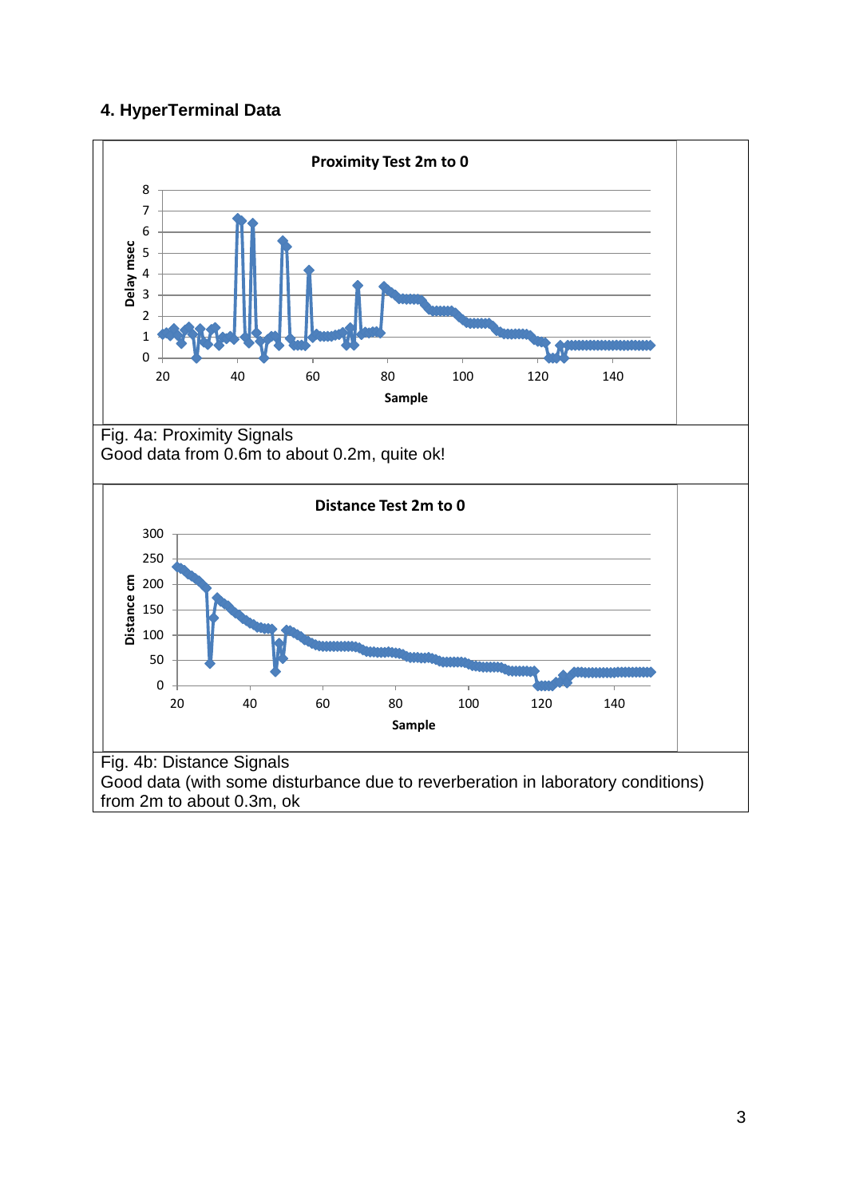#### 4. HyperTerminal Data

Fig. 4a: Proximity Signals
Good data from 0.6m to about 0.2m, quite ok!

Fig. 4b: Distance Signals
Good data (with some disturbance due to reverberation in laboratory conditions) from 2m to about 0.3m, ok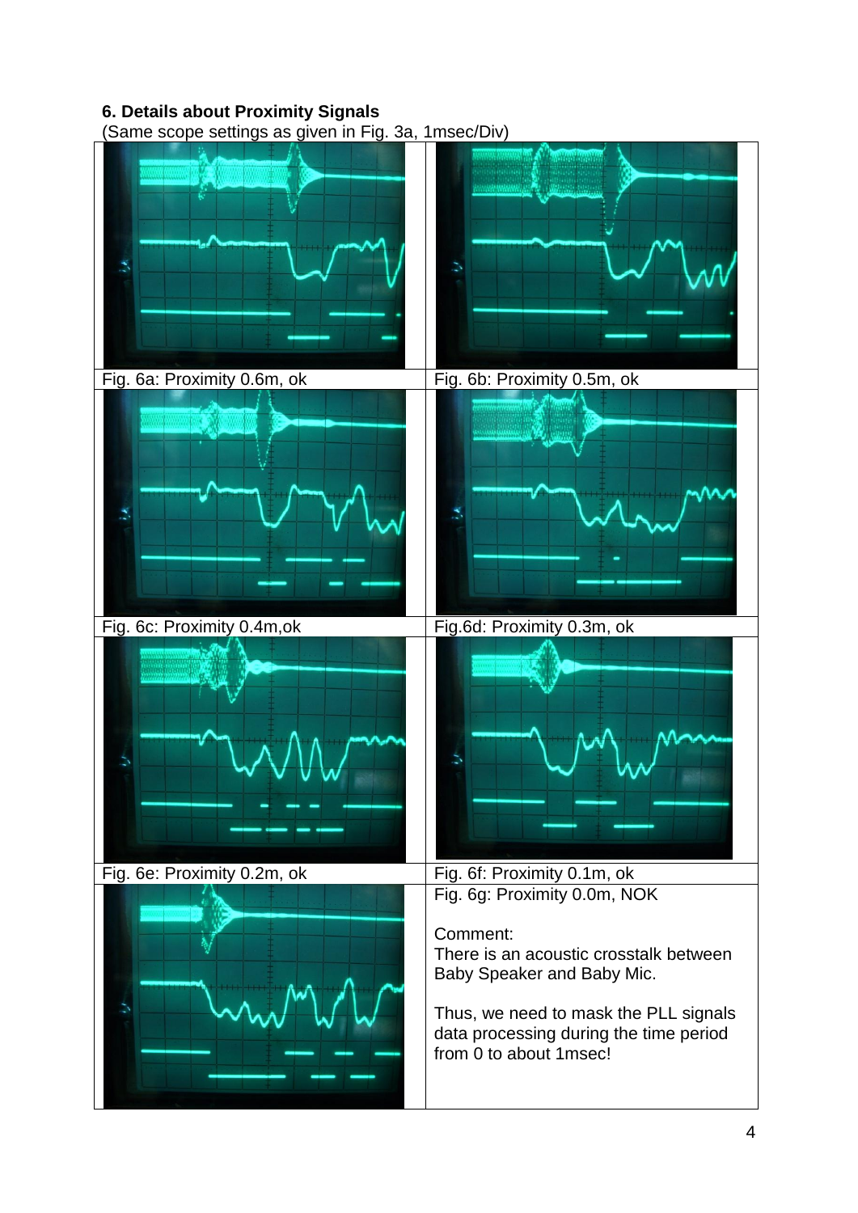### 6. Details about Proximity Signals

(Same scope settings as given in Fig. 3a, 1msec/Div)

| | |
|---|---|
| Fig. 6a: Proximity 0.6m, ok | Fig. 6b: Proximity 0.5m, ok |
| Fig. 6c: Proximity 0.4m,ok | Fig.6d: Proximity 0.3m, ok |
| Fig. 6e: Proximity 0.2m, ok | Fig. 6f: Proximity 0.1m, ok |
| | Fig. 6g: Proximity 0.0m, NOK<br><br>Comment:<br>There is an acoustic crosstalk between Baby Speaker and Baby Mic.<br><br>Thus, we need to mask the PLL signals data processing during the time period from 0 to about 1msec! |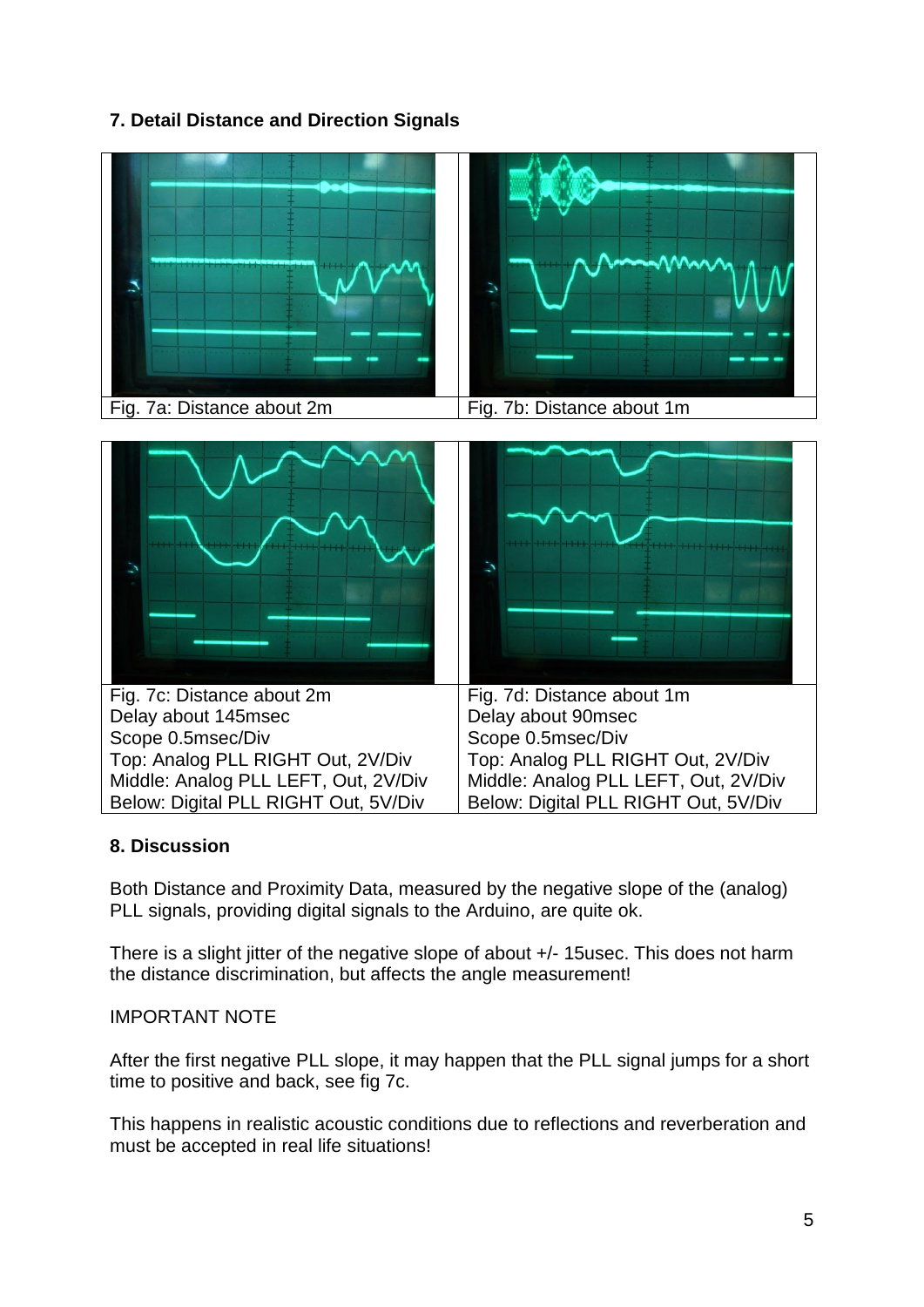## 7. Detail Distance and Direction Signals

| Fig. 7a: Distance about 2m | Fig. 7b: Distance about 1m |
| --- | --- |

| Fig. 7c: Distance about 2m<br>Delay about 145msec<br>Scope 0.5msec/Div<br>Top: Analog PLL RIGHT Out, 2V/Div<br>Middle: Analog PLL LEFT, Out, 2V/Div<br>Below: Digital PLL RIGHT Out, 5V/Div | Fig. 7d: Distance about 1m<br>Delay about 90msec<br>Scope 0.5msec/Div<br>Top: Analog PLL RIGHT Out, 2V/Div<br>Middle: Analog PLL LEFT, Out, 2V/Div<br>Below: Digital PLL RIGHT Out, 5V/Div |
| --- | --- |

## 8. Discussion

Both Distance and Proximity Data, measured by the negative slope of the (analog) PLL signals, providing digital signals to the Arduino, are quite ok.

There is a slight jitter of the negative slope of about +/- 15usec. This does not harm the distance discrimination, but affects the angle measurement!

IMPORTANT NOTE

After the first negative PLL slope, it may happen that the PLL signal jumps for a short time to positive and back, see fig 7c.

This happens in realistic acoustic conditions due to reflections and reverberation and must be accepted in real life situations!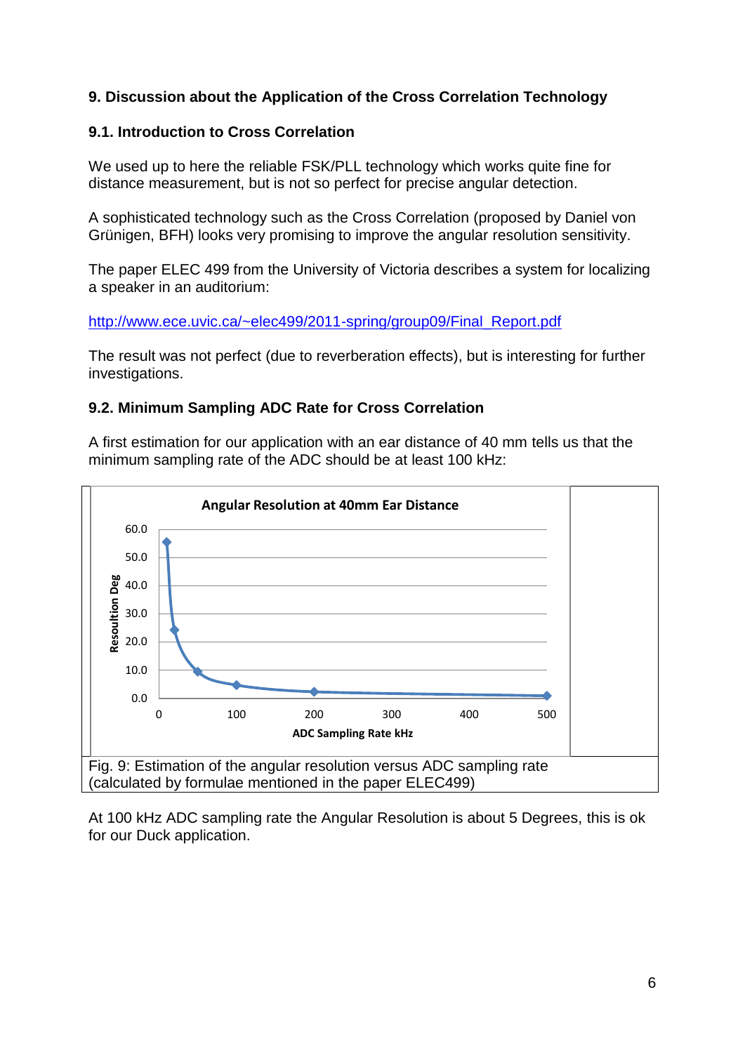## 9. Discussion about the Application of the Cross Correlation Technology

### 9.1. Introduction to Cross Correlation

We used up to here the reliable FSK/PLL technology which works quite fine for distance measurement, but is not so perfect for precise angular detection.

A sophisticated technology such as the Cross Correlation (proposed by Daniel von Grünigen, BFH) looks very promising to improve the angular resolution sensitivity.

The paper ELEC 499 from the University of Victoria describes a system for localizing a speaker in an auditorium:

http://www.ece.uvic.ca/~elec499/2011-spring/group09/Final_Report.pdf

The result was not perfect (due to reverberation effects), but is interesting for further investigations.

### 9.2. Minimum Sampling ADC Rate for Cross Correlation

A first estimation for our application with an ear distance of 40 mm tells us that the minimum sampling rate of the ADC should be at least 100 kHz:

Fig. 9: Estimation of the angular resolution versus ADC sampling rate (calculated by formulae mentioned in the paper ELEC499)

At 100 kHz ADC sampling rate the Angular Resolution is about 5 Degrees, this is ok for our Duck application.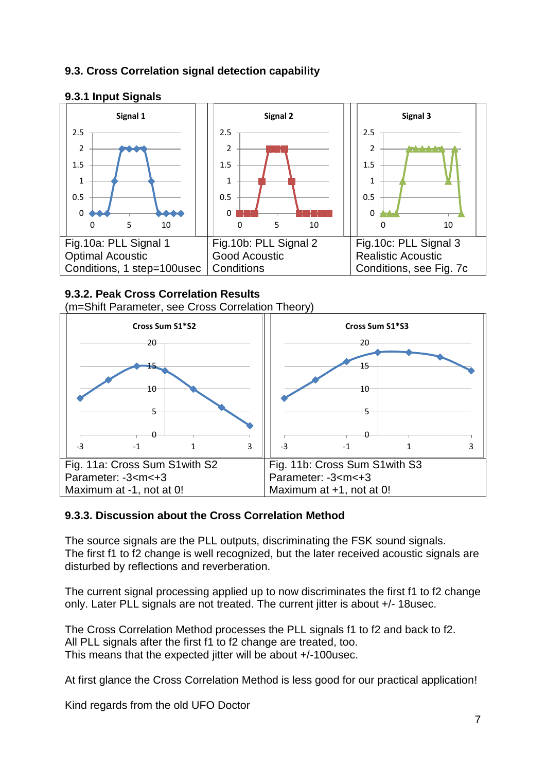### 9.3. Cross Correlation signal detection capability

#### 9.3.1 Input Signals

Signal 1

2.5
2
1.5
1
0.5
0
0 5 10

Signal 2

2.5
2
1.5
1
0.5
0
0 5 10

Signal 3

2.5
2
1.5
1
0.5
0
0 10

| Fig.10a: PLL Signal 1 Optimal Acoustic Conditions, 1 step=100usec | Fig.10b: PLL Signal 2 Good Acoustic Conditions | Fig.10c: PLL Signal 3 Realistic Acoustic Conditions, see Fig. 7c |
|---|---|---|

#### 9.3.2. Peak Cross Correlation Results

(m=Shift Parameter, see Cross Correlation Theory)

Cross Sum S1*S2

20
15
10
5
0
-3 -1 1 3

Cross Sum S1*S3

20
15
10
5
0
-3 -1 1 3

| Fig. 11a: Cross Sum S1with S2 Parameter: -3<m<+3 Maximum at -1, not at 0! | Fig. 11b: Cross Sum S1with S3 Parameter: -3<m<+3 Maximum at +1, not at 0! |
|---|---|

#### 9.3.3. Discussion about the Cross Correlation Method

The source signals are the PLL outputs, discriminating the FSK sound signals.
The first f1 to f2 change is well recognized, but the later received acoustic signals are disturbed by reflections and reverberation.

The current signal processing applied up to now discriminates the first f1 to f2 change only. Later PLL signals are not treated. The current jitter is about +/- 18usec.

The Cross Correlation Method processes the PLL signals f1 to f2 and back to f2.
All PLL signals after the first f1 to f2 change are treated, too.
This means that the expected jitter will be about +/-100usec.

At first glance the Cross Correlation Method is less good for our practical application!

Kind regards from the old UFO Doctor